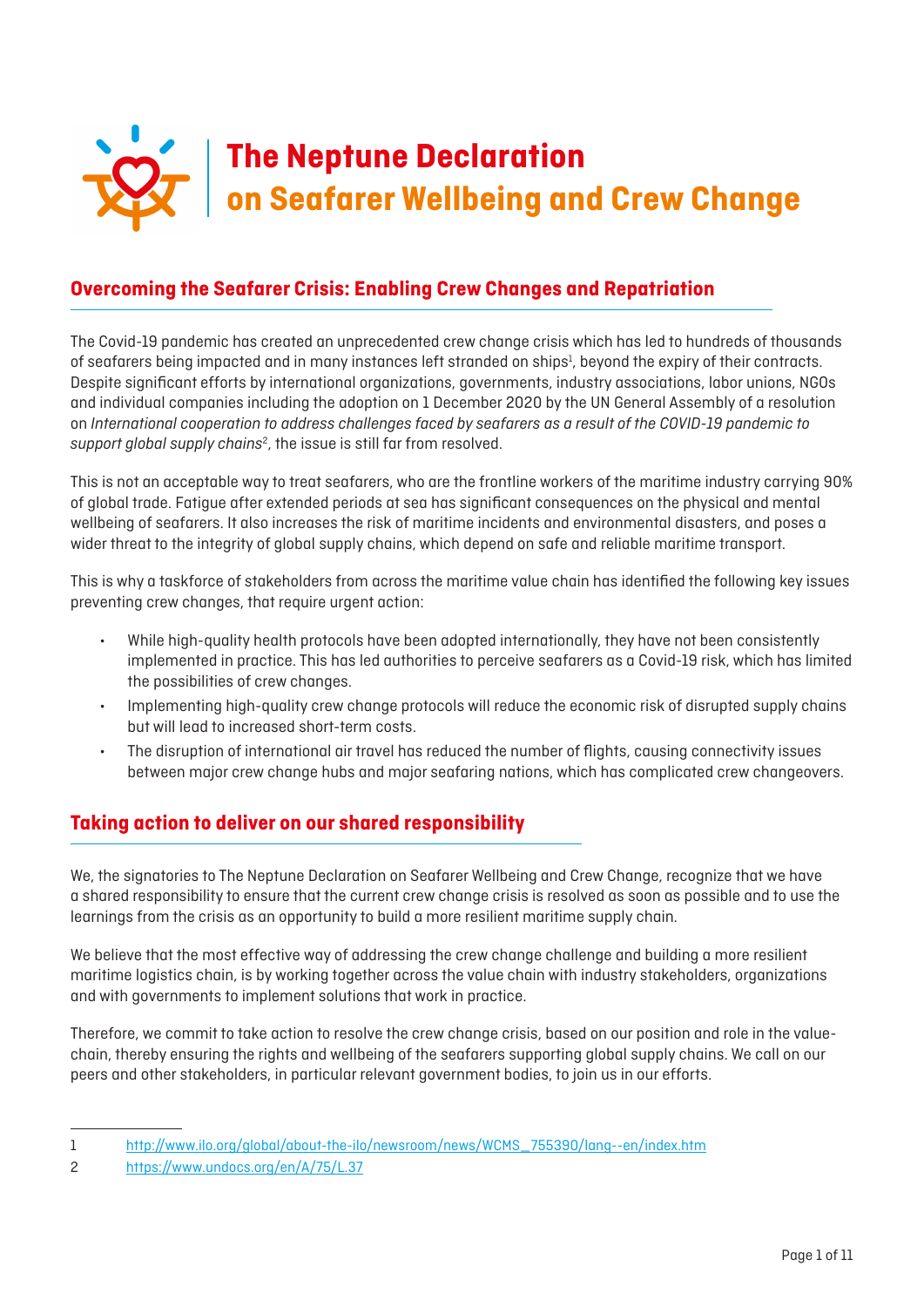# The Neptune Declaration on Seafarer Wellbeing and Crew Change

## Overcoming the Seafarer Crisis: Enabling Crew Changes and Repatriation

The Covid-19 pandemic has created an unprecedented crew change crisis which has led to hundreds of thousands of seafarers being impacted and in many instances left stranded on ships[1], beyond the expiry of their contracts. Despite significant efforts by international organizations, governments, industry associations, labor unions, NGOs and individual companies including the adoption on 1 December 2020 by the UN General Assembly of a resolution on *International cooperation to address challenges faced by seafarers as a result of the COVID-19 pandemic to support global supply chains*[2], the issue is still far from resolved.

This is not an acceptable way to treat seafarers, who are the frontline workers of the maritime industry carrying 90% of global trade. Fatigue after extended periods at sea has significant consequences on the physical and mental wellbeing of seafarers. It also increases the risk of maritime incidents and environmental disasters, and poses a wider threat to the integrity of global supply chains, which depend on safe and reliable maritime transport.

This is why a taskforce of stakeholders from across the maritime value chain has identified the following key issues preventing crew changes, that require urgent action:

- While high-quality health protocols have been adopted internationally, they have not been consistently implemented in practice. This has led authorities to perceive seafarers as a Covid-19 risk, which has limited the possibilities of crew changes.
- Implementing high-quality crew change protocols will reduce the economic risk of disrupted supply chains but will lead to increased short-term costs.
- The disruption of international air travel has reduced the number of flights, causing connectivity issues between major crew change hubs and major seafaring nations, which has complicated crew changeovers.

## Taking action to deliver on our shared responsibility

We, the signatories to The Neptune Declaration on Seafarer Wellbeing and Crew Change, recognize that we have a shared responsibility to ensure that the current crew change crisis is resolved as soon as possible and to use the learnings from the crisis as an opportunity to build a more resilient maritime supply chain.

We believe that the most effective way of addressing the crew change challenge and building a more resilient maritime logistics chain, is by working together across the value chain with industry stakeholders, organizations and with governments to implement solutions that work in practice.

Therefore, we commit to take action to resolve the crew change crisis, based on our position and role in the value-chain, thereby ensuring the rights and wellbeing of the seafarers supporting global supply chains. We call on our peers and other stakeholders, in particular relevant government bodies, to join us in our efforts.

---

1 http://www.ilo.org/global/about-the-ilo/newsroom/news/WCMS_755390/lang--en/index.htm

2 https://www.undocs.org/en/A/75/L.37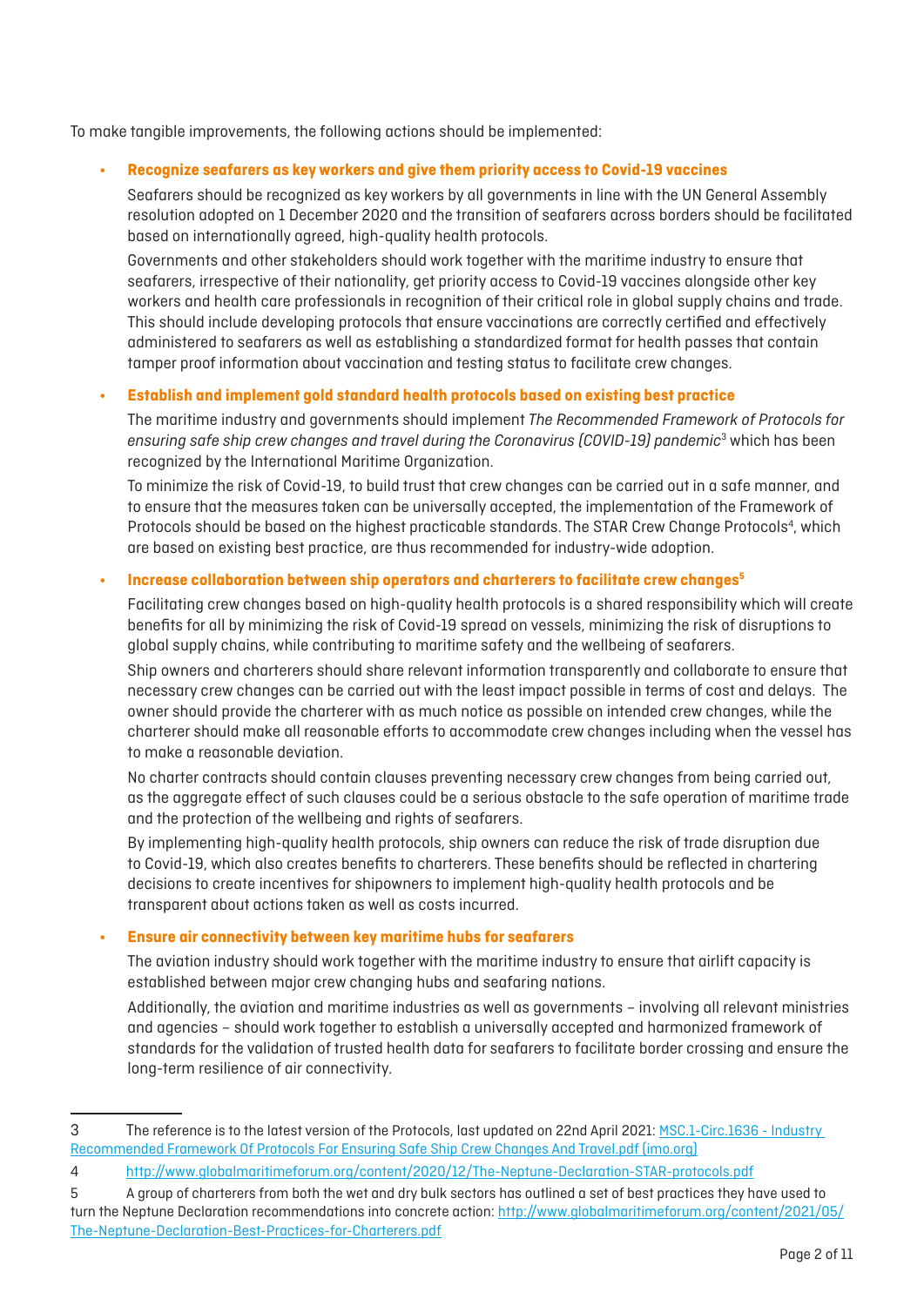To make tangible improvements, the following actions should be implemented:

- **Recognize seafarers as key workers and give them priority access to Covid-19 vaccines**

  Seafarers should be recognized as key workers by all governments in line with the UN General Assembly resolution adopted on 1 December 2020 and the transition of seafarers across borders should be facilitated based on internationally agreed, high-quality health protocols.

  Governments and other stakeholders should work together with the maritime industry to ensure that seafarers, irrespective of their nationality, get priority access to Covid-19 vaccines alongside other key workers and health care professionals in recognition of their critical role in global supply chains and trade. This should include developing protocols that ensure vaccinations are correctly certified and effectively administered to seafarers as well as establishing a standardized format for health passes that contain tamper proof information about vaccination and testing status to facilitate crew changes.

- **Establish and implement gold standard health protocols based on existing best practice**

  The maritime industry and governments should implement *The Recommended Framework of Protocols for ensuring safe ship crew changes and travel during the Coronavirus (COVID-19) pandemic*[3] which has been recognized by the International Maritime Organization.

  To minimize the risk of Covid-19, to build trust that crew changes can be carried out in a safe manner, and to ensure that the measures taken can be universally accepted, the implementation of the Framework of Protocols should be based on the highest practicable standards. The STAR Crew Change Protocols[4], which are based on existing best practice, are thus recommended for industry-wide adoption.

- **Increase collaboration between ship operators and charterers to facilitate crew changes[5]**

  Facilitating crew changes based on high-quality health protocols is a shared responsibility which will create benefits for all by minimizing the risk of Covid-19 spread on vessels, minimizing the risk of disruptions to global supply chains, while contributing to maritime safety and the wellbeing of seafarers.

  Ship owners and charterers should share relevant information transparently and collaborate to ensure that necessary crew changes can be carried out with the least impact possible in terms of cost and delays. The owner should provide the charterer with as much notice as possible on intended crew changes, while the charterer should make all reasonable efforts to accommodate crew changes including when the vessel has to make a reasonable deviation.

  No charter contracts should contain clauses preventing necessary crew changes from being carried out, as the aggregate effect of such clauses could be a serious obstacle to the safe operation of maritime trade and the protection of the wellbeing and rights of seafarers.

  By implementing high-quality health protocols, ship owners can reduce the risk of trade disruption due to Covid-19, which also creates benefits to charterers. These benefits should be reflected in chartering decisions to create incentives for shipowners to implement high-quality health protocols and be transparent about actions taken as well as costs incurred.

- **Ensure air connectivity between key maritime hubs for seafarers**

  The aviation industry should work together with the maritime industry to ensure that airlift capacity is established between major crew changing hubs and seafaring nations.

  Additionally, the aviation and maritime industries as well as governments – involving all relevant ministries and agencies – should work together to establish a universally accepted and harmonized framework of standards for the validation of trusted health data for seafarers to facilitate border crossing and ensure the long-term resilience of air connectivity.

---

3 The reference is to the latest version of the Protocols, last updated on 22nd April 2021: [MSC.1-Circ.1636 - Industry Recommended Framework Of Protocols For Ensuring Safe Ship Crew Changes And Travel.pdf (imo.org)]

4 http://www.globalmaritimeforum.org/content/2020/12/The-Neptune-Declaration-STAR-protocols.pdf

5 A group of charterers from both the wet and dry bulk sectors has outlined a set of best practices they have used to turn the Neptune Declaration recommendations into concrete action: http://www.globalmaritimeforum.org/content/2021/05/The-Neptune-Declaration-Best-Practices-for-Charterers.pdf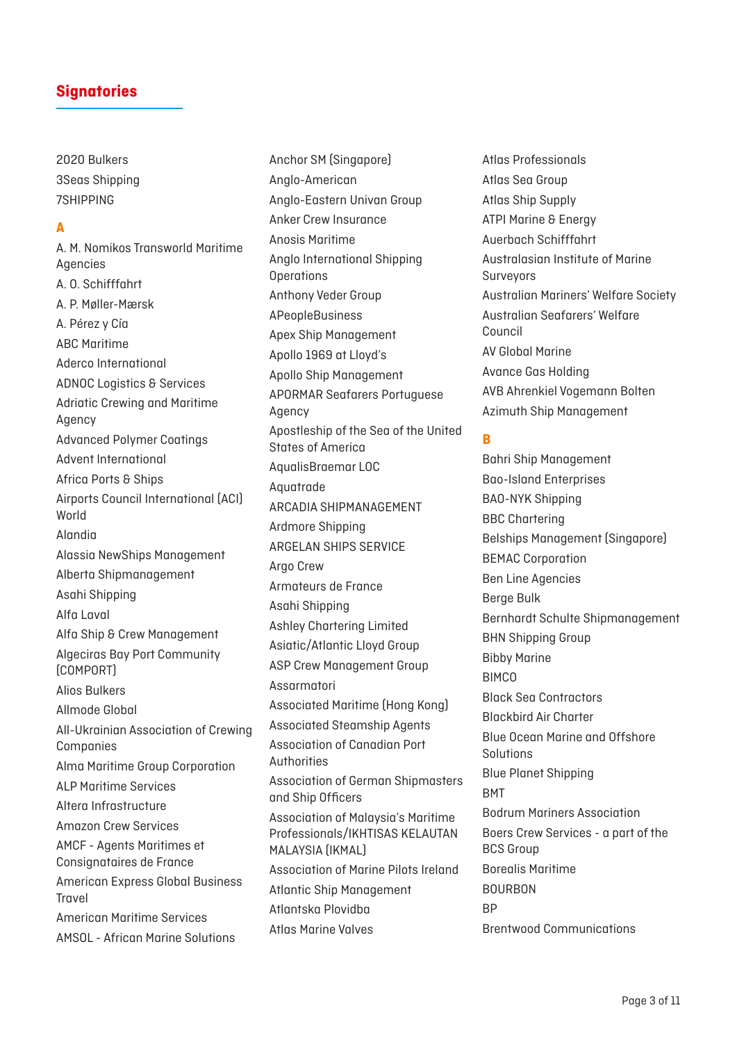## Signatories

2020 Bulkers
3Seas Shipping
7SHIPPING

**A**

A. M. Nomikos Transworld Maritime Agencies
A. O. Schifffahrt
A. P. Møller-Mærsk
A. Pérez y Cía
ABC Maritime
Aderco International
ADNOC Logistics & Services
Adriatic Crewing and Maritime Agency
Advanced Polymer Coatings
Advent International
Africa Ports & Ships
Airports Council International (ACI) World
Alandia
Alassia NewShips Management
Alberta Shipmanagement
Asahi Shipping
Alfa Laval
Alfa Ship & Crew Management
Algeciras Bay Port Community (COMPORT)
Alios Bulkers
Allmode Global
All-Ukrainian Association of Crewing Companies
Alma Maritime Group Corporation
ALP Maritime Services
Altera Infrastructure
Amazon Crew Services
AMCF - Agents Maritimes et Consignataires de France
American Express Global Business Travel
American Maritime Services
AMSOL - African Marine Solutions
Anchor SM (Singapore)
Anglo-American
Anglo-Eastern Univan Group
Anker Crew Insurance
Anosis Maritime
Anglo International Shipping Operations
Anthony Veder Group
APeopleBusiness
Apex Ship Management
Apollo 1969 at Lloyd's
Apollo Ship Management
APORMAR Seafarers Portuguese Agency
Apostleship of the Sea of the United States of America
AqualisBraemar LOC
Aquatrade
ARCADIA SHIPMANAGEMENT
Ardmore Shipping
ARGELAN SHIPS SERVICE
Argo Crew
Armateurs de France
Asahi Shipping
Ashley Chartering Limited
Asiatic/Atlantic Lloyd Group
ASP Crew Management Group
Assarmatori
Associated Maritime (Hong Kong)
Associated Steamship Agents
Association of Canadian Port Authorities
Association of German Shipmasters and Ship Officers
Association of Malaysia's Maritime Professionals/IKHTISAS KELAUTAN MALAYSIA (IKMAL)
Association of Marine Pilots Ireland
Atlantic Ship Management
Atlantska Plovidba
Atlas Marine Valves
Atlas Professionals
Atlas Sea Group
Atlas Ship Supply
ATPI Marine & Energy
Auerbach Schifffahrt
Australasian Institute of Marine Surveyors
Australian Mariners' Welfare Society
Australian Seafarers' Welfare Council
AV Global Marine
Avance Gas Holding
AVB Ahrenkiel Vogemann Bolten
Azimuth Ship Management

**B**

Bahri Ship Management
Bao-Island Enterprises
BAO-NYK Shipping
BBC Chartering
Belships Management (Singapore)
BEMAC Corporation
Ben Line Agencies
Berge Bulk
Bernhardt Schulte Shipmanagement
BHN Shipping Group
Bibby Marine
BIMCO
Black Sea Contractors
Blackbird Air Charter
Blue Ocean Marine and Offshore Solutions
Blue Planet Shipping
BMT
Bodrum Mariners Association
Boers Crew Services - a part of the BCS Group
Borealis Maritime
BOURBON
BP
Brentwood Communications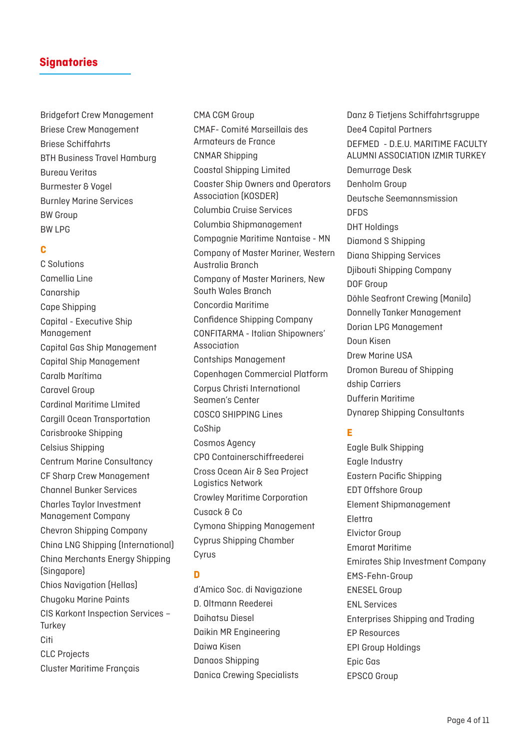## Signatories

Bridgefort Crew Management
Briese Crew Management
Briese Schiffahrts
BTH Business Travel Hamburg
Bureau Veritas
Burmester & Vogel
Burnley Marine Services
BW Group
BW LPG

### C

C Solutions
Camellia Line
Canarship
Cape Shipping
Capital - Executive Ship Management
Capital Gas Ship Management
Capital Ship Management
Caralb Marítima
Caravel Group
Cardinal Maritime LImited
Cargill Ocean Transportation
Carisbrooke Shipping
Celsius Shipping
Centrum Marine Consultancy
CF Sharp Crew Management
Channel Bunker Services
Charles Taylor Investment Management Company
Chevron Shipping Company
China LNG Shipping (International)
China Merchants Energy Shipping (Singapore)
Chios Navigation (Hellas)
Chugoku Marine Paints
CIS Karkont Inspection Services – Turkey
Citi
CLC Projects
Cluster Maritime Français
CMA CGM Group
CMAF- Comité Marseillais des Armateurs de France
CNMAR Shipping
Coastal Shipping Limited
Coaster Ship Owners and Operators Association (KOSDER)
Columbia Cruise Services
Columbia Shipmanagement
Compagnie Maritime Nantaise - MN
Company of Master Mariner, Western Australia Branch
Company of Master Mariners, New South Wales Branch
Concordia Maritime
Confidence Shipping Company
CONFITARMA - Italian Shipowners' Association
Contships Management
Copenhagen Commercial Platform
Corpus Christi International Seamen's Center
COSCO SHIPPING Lines
CoShip
Cosmos Agency
CPO Containerschiffreederei
Cross Ocean Air & Sea Project Logistics Network
Crowley Maritime Corporation
Cusack & Co
Cymona Shipping Management
Cyprus Shipping Chamber
Cyrus

### D

d'Amico Soc. di Navigazione
D. Oltmann Reederei
Daihatsu Diesel
Daikin MR Engineering
Daiwa Kisen
Danaos Shipping
Danica Crewing Specialists
Danz & Tietjens Schiffahrtsgruppe
Dee4 Capital Partners
DEFMED - D.E.U. MARITIME FACULTY ALUMNI ASSOCIATION IZMIR TURKEY
Demurrage Desk
Denholm Group
Deutsche Seemannsmission
DFDS
DHT Holdings
Diamond S Shipping
Diana Shipping Services
Djibouti Shipping Company
DOF Group
Döhle Seafront Crewing (Manila)
Donnelly Tanker Management
Dorian LPG Management
Doun Kisen
Drew Marine USA
Dromon Bureau of Shipping
dship Carriers
Dufferin Maritime
Dynarep Shipping Consultants

### E

Eagle Bulk Shipping
Eagle Industry
Eastern Pacific Shipping
EDT Offshore Group
Element Shipmanagement
Elettra
Elvictor Group
Emarat Maritime
Emirates Ship Investment Company
EMS-Fehn-Group
ENESEL Group
ENL Services
Enterprises Shipping and Trading
EP Resources
EPI Group Holdings
Epic Gas
EPSCO Group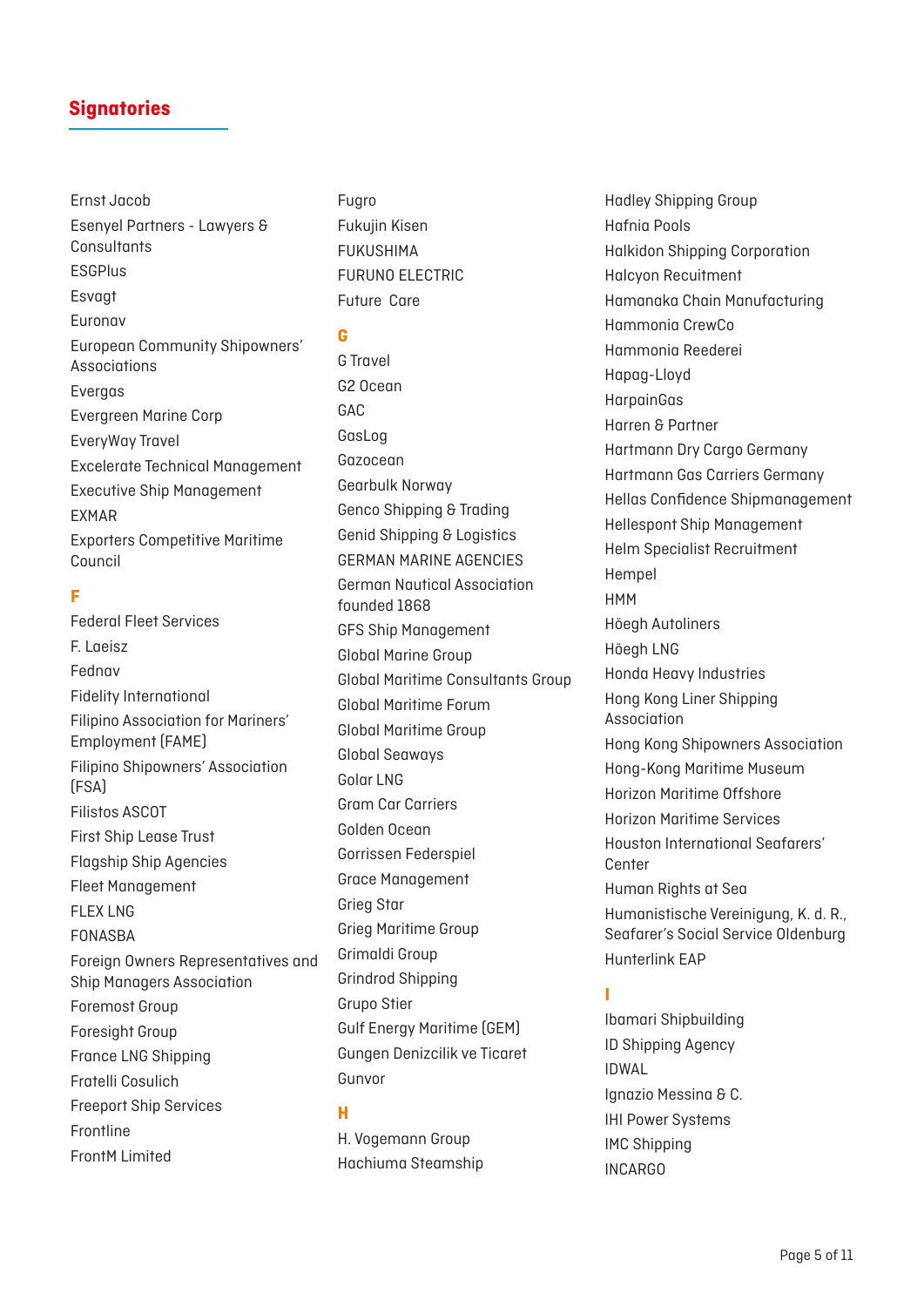## Signatories

Ernst Jacob
Esenyel Partners - Lawyers & Consultants
ESGPlus
Esvagt
Euronav
European Community Shipowners' Associations
Evergas
Evergreen Marine Corp
EveryWay Travel
Excelerate Technical Management
Executive Ship Management
EXMAR
Exporters Competitive Maritime Council

### F

Federal Fleet Services
F. Laeisz
Fednav
Fidelity International
Filipino Association for Mariners' Employment (FAME)
Filipino Shipowners' Association (FSA)
Filistos ASCOT
First Ship Lease Trust
Flagship Ship Agencies
Fleet Management
FLEX LNG
FONASBA
Foreign Owners Representatives and Ship Managers Association
Foremost Group
Foresight Group
France LNG Shipping
Fratelli Cosulich
Freeport Ship Services
Frontline
FrontM Limited
Fugro
Fukujin Kisen
FUKUSHIMA
FURUNO ELECTRIC
Future Care

### G

G Travel
G2 Ocean
GAC
GasLog
Gazocean
Gearbulk Norway
Genco Shipping & Trading
Genid Shipping & Logistics
GERMAN MARINE AGENCIES
German Nautical Association founded 1868
GFS Ship Management
Global Marine Group
Global Maritime Consultants Group
Global Maritime Forum
Global Maritime Group
Global Seaways
Golar LNG
Gram Car Carriers
Golden Ocean
Gorrissen Federspiel
Grace Management
Grieg Star
Grieg Maritime Group
Grimaldi Group
Grindrod Shipping
Grupo Stier
Gulf Energy Maritime (GEM)
Gungen Denizcilik ve Ticaret
Gunvor

### H

H. Vogemann Group
Hachiuma Steamship
Hadley Shipping Group
Hafnia Pools
Halkidon Shipping Corporation
Halcyon Recuitment
Hamanaka Chain Manufacturing
Hammonia CrewCo
Hammonia Reederei
Hapag-Lloyd
HarpainGas
Harren & Partner
Hartmann Dry Cargo Germany
Hartmann Gas Carriers Germany
Hellas Confidence Shipmanagement
Hellespont Ship Management
Helm Specialist Recruitment
Hempel
HMM
Höegh Autoliners
Höegh LNG
Honda Heavy Industries
Hong Kong Liner Shipping Association
Hong Kong Shipowners Association
Hong-Kong Maritime Museum
Horizon Maritime Offshore
Horizon Maritime Services
Houston International Seafarers' Center
Human Rights at Sea
Humanistische Vereinigung, K. d. R., Seafarer's Social Service Oldenburg
Hunterlink EAP

### I

Ibamari Shipbuilding
ID Shipping Agency
IDWAL
Ignazio Messina & C.
IHI Power Systems
IMC Shipping
INCARGO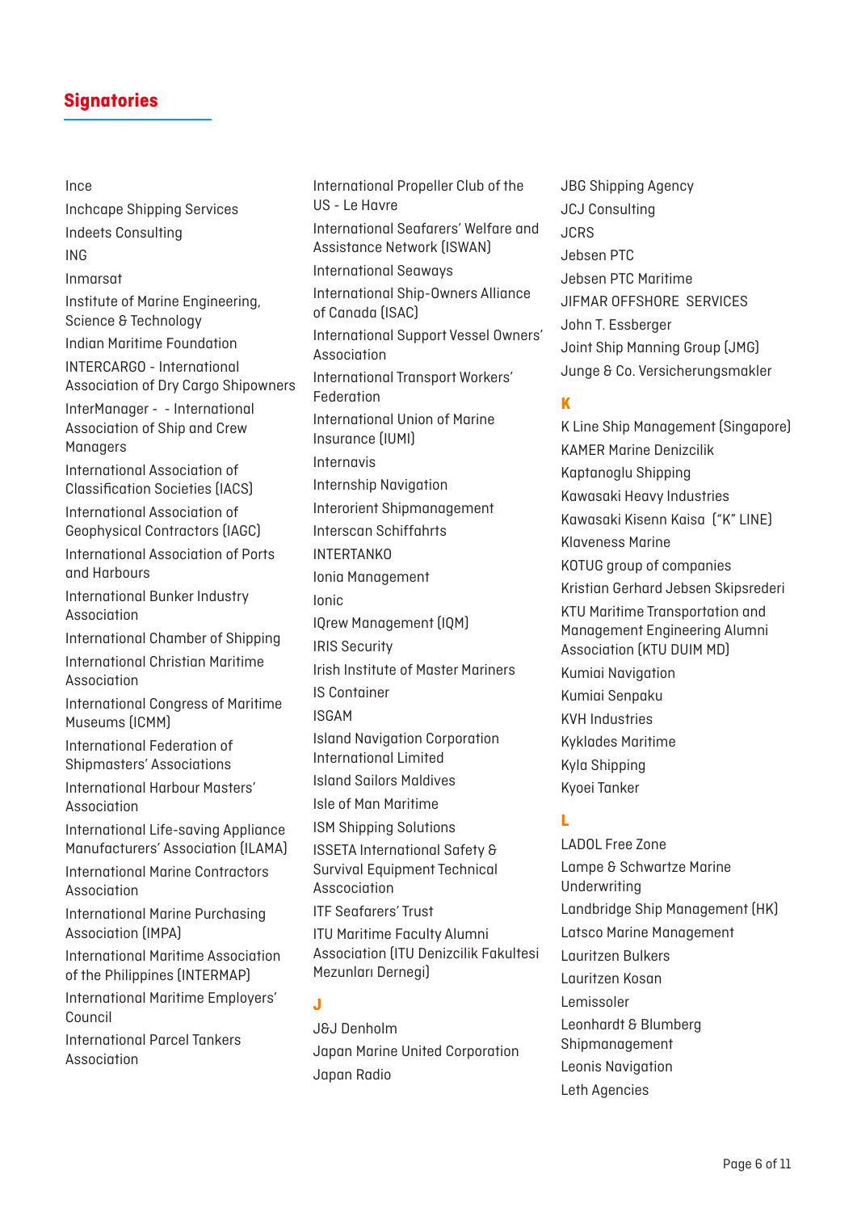## Signatories

Ince
Inchcape Shipping Services
Indeets Consulting
ING
Inmarsat
Institute of Marine Engineering, Science & Technology
Indian Maritime Foundation
INTERCARGO - International Association of Dry Cargo Shipowners
InterManager - - International Association of Ship and Crew Managers
International Association of Classification Societies (IACS)
International Association of Geophysical Contractors (IAGC)
International Association of Ports and Harbours
International Bunker Industry Association
International Chamber of Shipping
International Christian Maritime Association
International Congress of Maritime Museums (ICMM)
International Federation of Shipmasters' Associations
International Harbour Masters' Association
International Life-saving Appliance Manufacturers' Association (ILAMA)
International Marine Contractors Association
International Marine Purchasing Association (IMPA)
International Maritime Association of the Philippines (INTERMAP)
International Maritime Employers' Council
International Parcel Tankers Association
International Propeller Club of the US - Le Havre
International Seafarers' Welfare and Assistance Network (ISWAN)
International Seaways
International Ship-Owners Alliance of Canada (ISAC)
International Support Vessel Owners' Association
International Transport Workers' Federation
International Union of Marine Insurance (IUMI)
Internavis
Internship Navigation
Interorient Shipmanagement
Interscan Schiffahrts
INTERTANKO
Ionia Management
Ionic
IQrew Management (IQM)
IRIS Security
Irish Institute of Master Mariners
IS Container
ISGAM
Island Navigation Corporation International Limited
Island Sailors Maldives
Isle of Man Maritime
ISM Shipping Solutions
ISSETA International Safety & Survival Equipment Technical Asscociation
ITF Seafarers' Trust
ITU Maritime Faculty Alumni Association (ITU Denizcilik Fakultesi Mezunları Dernegi)

### J

J&J Denholm
Japan Marine United Corporation
Japan Radio
JBG Shipping Agency
JCJ Consulting
JCRS
Jebsen PTC
Jebsen PTC Maritime
JIFMAR OFFSHORE SERVICES
John T. Essberger
Joint Ship Manning Group (JMG)
Junge & Co. Versicherungsmakler

### K

K Line Ship Management (Singapore)
KAMER Marine Denizcilik
Kaptanoglu Shipping
Kawasaki Heavy Industries
Kawasaki Kisenn Kaisa ("K" LINE)
Klaveness Marine
KOTUG group of companies
Kristian Gerhard Jebsen Skipsrederi
KTU Maritime Transportation and Management Engineering Alumni Association (KTU DUIM MD)
Kumiai Navigation
Kumiai Senpaku
KVH Industries
Kyklades Maritime
Kyla Shipping
Kyoei Tanker

### L

LADOL Free Zone
Lampe & Schwartze Marine Underwriting
Landbridge Ship Management (HK)
Latsco Marine Management
Lauritzen Bulkers
Lauritzen Kosan
Lemissoler
Leonhardt & Blumberg Shipmanagement
Leonis Navigation
Leth Agencies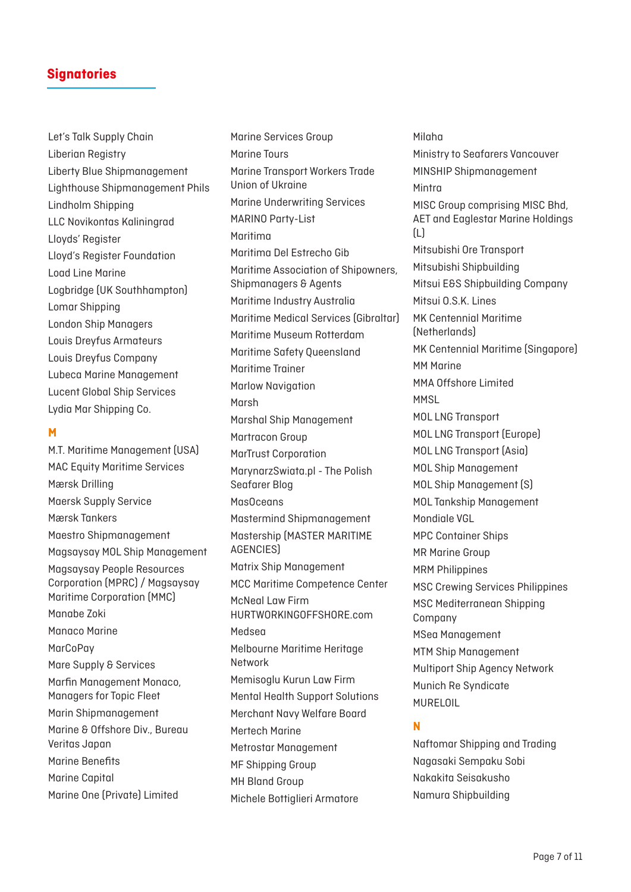## Signatories

Let's Talk Supply Chain
Liberian Registry
Liberty Blue Shipmanagement
Lighthouse Shipmanagement Phils
Lindholm Shipping
LLC Novikontas Kaliningrad
Lloyds' Register
Lloyd's Register Foundation
Load Line Marine
Logbridge (UK Southhampton)
Lomar Shipping
London Ship Managers
Louis Dreyfus Armateurs
Louis Dreyfus Company
Lubeca Marine Management
Lucent Global Ship Services
Lydia Mar Shipping Co.

### M

M.T. Maritime Management (USA)
MAC Equity Maritime Services
Mærsk Drilling
Maersk Supply Service
Mærsk Tankers
Maestro Shipmanagement
Magsaysay MOL Ship Management
Magsaysay People Resources Corporation (MPRC) / Magsaysay Maritime Corporation (MMC)
Manabe Zoki
Manaco Marine
MarCoPay
Mare Supply & Services
Marfin Management Monaco, Managers for Topic Fleet
Marin Shipmanagement
Marine & Offshore Div., Bureau Veritas Japan
Marine Benefits
Marine Capital
Marine One (Private) Limited
Marine Services Group
Marine Tours
Marine Transport Workers Trade Union of Ukraine
Marine Underwriting Services
MARINO Party-List
Maritima
Maritima Del Estrecho Gib
Maritime Association of Shipowners, Shipmanagers & Agents
Maritime Industry Australia
Maritime Medical Services (Gibraltar)
Maritime Museum Rotterdam
Maritime Safety Queensland
Maritime Trainer
Marlow Navigation
Marsh
Marshal Ship Management
Martracon Group
MarTrust Corporation
MarynarzSwiata.pl - The Polish Seafarer Blog
MasOceans
Mastermind Shipmanagement
Mastership (MASTER MARITIME AGENCIES)
Matrix Ship Management
MCC Maritime Competence Center
McNeal Law Firm HURTWORKINGOFFSHORE.com
Medsea
Melbourne Maritime Heritage Network
Memisoglu Kurun Law Firm
Mental Health Support Solutions
Merchant Navy Welfare Board
Mertech Marine
Metrostar Management
MF Shipping Group
MH Bland Group
Michele Bottiglieri Armatore
Milaha
Ministry to Seafarers Vancouver
MINSHIP Shipmanagement
Mintra
MISC Group comprising MISC Bhd, AET and Eaglestar Marine Holdings (L)
Mitsubishi Ore Transport
Mitsubishi Shipbuilding
Mitsui E&S Shipbuilding Company
Mitsui O.S.K. Lines
MK Centennial Maritime (Netherlands)
MK Centennial Maritime (Singapore)
MM Marine
MMA Offshore Limited
MMSL
MOL LNG Transport
MOL LNG Transport (Europe)
MOL LNG Transport (Asia)
MOL Ship Management
MOL Ship Management (S)
MOL Tankship Management
Mondiale VGL
MPC Container Ships
MR Marine Group
MRM Philippines
MSC Crewing Services Philippines
MSC Mediterranean Shipping Company
MSea Management
MTM Ship Management
Multiport Ship Agency Network
Munich Re Syndicate
MURELOIL

### N

Naftomar Shipping and Trading
Nagasaki Sempaku Sobi
Nakakita Seisakusho
Namura Shipbuilding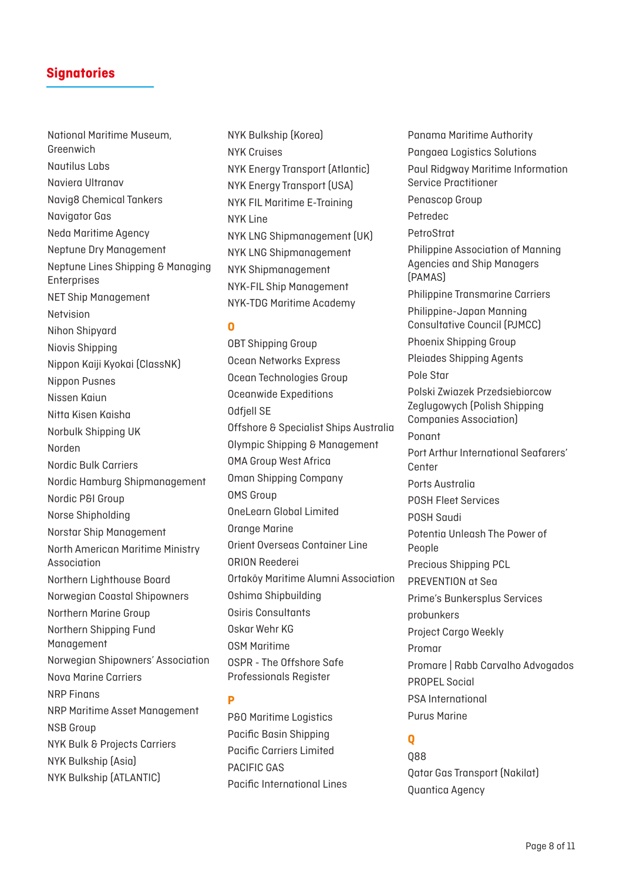## Signatories

National Maritime Museum, Greenwich
Nautilus Labs
Naviera Ultranav
Navig8 Chemical Tankers
Navigator Gas
Neda Maritime Agency
Neptune Dry Management
Neptune Lines Shipping & Managing Enterprises
NET Ship Management
Netvision
Nihon Shipyard
Niovis Shipping
Nippon Kaiji Kyokai (ClassNK)
Nippon Pusnes
Nissen Kaiun
Nitta Kisen Kaisha
Norbulk Shipping UK
Norden
Nordic Bulk Carriers
Nordic Hamburg Shipmanagement
Nordic P&I Group
Norse Shipholding
Norstar Ship Management
North American Maritime Ministry Association
Northern Lighthouse Board
Norwegian Coastal Shipowners
Northern Marine Group
Northern Shipping Fund Management
Norwegian Shipowners' Association
Nova Marine Carriers
NRP Finans
NRP Maritime Asset Management
NSB Group
NYK Bulk & Projects Carriers
NYK Bulkship (Asia)
NYK Bulkship (ATLANTIC)
NYK Bulkship (Korea)
NYK Cruises
NYK Energy Transport (Atlantic)
NYK Energy Transport (USA)
NYK FIL Maritime E-Training
NYK Line
NYK LNG Shipmanagement (UK)
NYK LNG Shipmanagement
NYK Shipmanagement
NYK-FIL Ship Management
NYK-TDG Maritime Academy

### O

OBT Shipping Group
Ocean Networks Express
Ocean Technologies Group
Oceanwide Expeditions
Odfjell SE
Offshore & Specialist Ships Australia
Olympic Shipping & Management
OMA Group West Africa
Oman Shipping Company
OMS Group
OneLearn Global Limited
Orange Marine
Orient Overseas Container Line
ORION Reederei
Ortaköy Maritime Alumni Association
Oshima Shipbuilding
Osiris Consultants
Oskar Wehr KG
OSM Maritime
OSPR - The Offshore Safe Professionals Register

### P

P&O Maritime Logistics
Pacific Basin Shipping
Pacific Carriers Limited
PACIFIC GAS
Pacific International Lines
Panama Maritime Authority
Pangaea Logistics Solutions
Paul Ridgway Maritime Information Service Practitioner
Penascop Group
Petredec
PetroStrat
Philippine Association of Manning Agencies and Ship Managers (PAMAS)
Philippine Transmarine Carriers
Philippine-Japan Manning Consultative Council (PJMCC)
Phoenix Shipping Group
Pleiades Shipping Agents
Pole Star
Polski Zwiazek Przedsiebiorcow Zeglugowych (Polish Shipping Companies Association)
Ponant
Port Arthur International Seafarers' Center
Ports Australia
POSH Fleet Services
POSH Saudi
Potentia Unleash The Power of People
Precious Shipping PCL
PREVENTION at Sea
Prime's Bunkersplus Services
probunkers
Project Cargo Weekly
Promar
Promare | Rabb Carvalho Advogados
PROPEL Social
PSA International
Purus Marine

### Q

Q88
Qatar Gas Transport (Nakilat)
Quantica Agency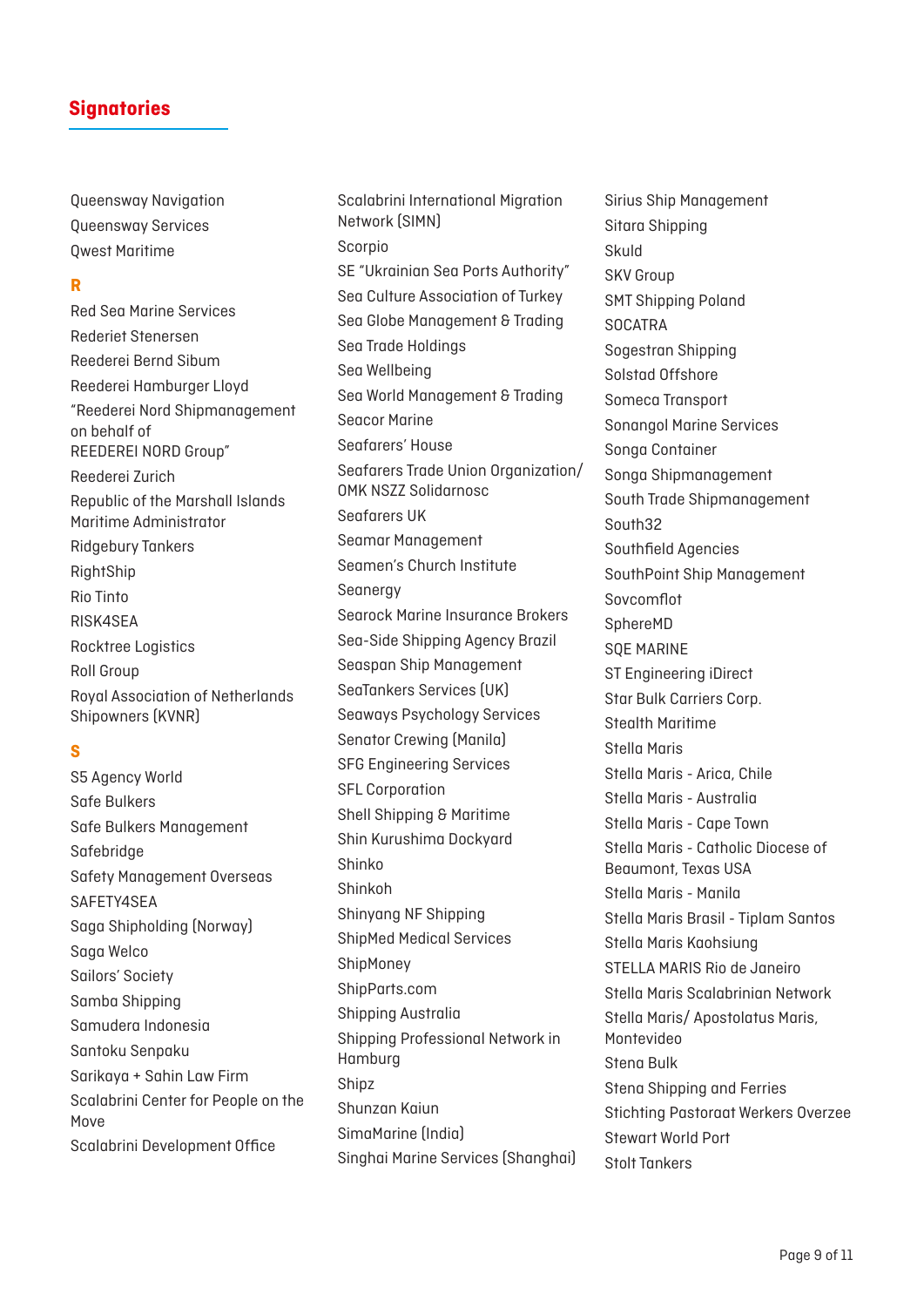## Signatories

Queensway Navigation
Queensway Services
Qwest Maritime

### R

Red Sea Marine Services
Rederiet Stenersen
Reederei Bernd Sibum
Reederei Hamburger Lloyd
"Reederei Nord Shipmanagement on behalf of REEDEREI NORD Group"
Reederei Zurich
Republic of the Marshall Islands Maritime Administrator
Ridgebury Tankers
RightShip
Rio Tinto
RISK4SEA
Rocktree Logistics
Roll Group
Royal Association of Netherlands Shipowners (KVNR)

### S

S5 Agency World
Safe Bulkers
Safe Bulkers Management
Safebridge
Safety Management Overseas
SAFETY4SEA
Saga Shipholding (Norway)
Saga Welco
Sailors' Society
Samba Shipping
Samudera Indonesia
Santoku Senpaku
Sarikaya + Sahin Law Firm
Scalabrini Center for People on the Move
Scalabrini Development Office
Scalabrini International Migration Network (SIMN)
Scorpio
SE "Ukrainian Sea Ports Authority"
Sea Culture Association of Turkey
Sea Globe Management & Trading
Sea Trade Holdings
Sea Wellbeing
Sea World Management & Trading
Seacor Marine
Seafarers' House
Seafarers Trade Union Organization/ OMK NSZZ Solidarnosc
Seafarers UK
Seamar Management
Seamen's Church Institute
Seanergy
Searock Marine Insurance Brokers
Sea-Side Shipping Agency Brazil
Seaspan Ship Management
SeaTankers Services (UK)
Seaways Psychology Services
Senator Crewing (Manila)
SFG Engineering Services
SFL Corporation
Shell Shipping & Maritime
Shin Kurushima Dockyard
Shinko
Shinkoh
Shinyang NF Shipping
ShipMed Medical Services
ShipMoney
ShipParts.com
Shipping Australia
Shipping Professional Network in Hamburg
Shipz
Shunzan Kaiun
SimaMarine (India)
Singhai Marine Services (Shanghai)
Sirius Ship Management
Sitara Shipping
Skuld
SKV Group
SMT Shipping Poland
SOCATRA
Sogestran Shipping
Solstad Offshore
Someca Transport
Sonangol Marine Services
Songa Container
Songa Shipmanagement
South Trade Shipmanagement
South32
Southfield Agencies
SouthPoint Ship Management
Sovcomflot
SphereMD
SQE MARINE
ST Engineering iDirect
Star Bulk Carriers Corp.
Stealth Maritime
Stella Maris
Stella Maris - Arica, Chile
Stella Maris - Australia
Stella Maris - Cape Town
Stella Maris - Catholic Diocese of Beaumont, Texas USA
Stella Maris - Manila
Stella Maris Brasil - Tiplam Santos
Stella Maris Kaohsiung
STELLA MARIS Rio de Janeiro
Stella Maris Scalabrinian Network
Stella Maris/ Apostolatus Maris, Montevideo
Stena Bulk
Stena Shipping and Ferries
Stichting Pastoraat Werkers Overzee
Stewart World Port
Stolt Tankers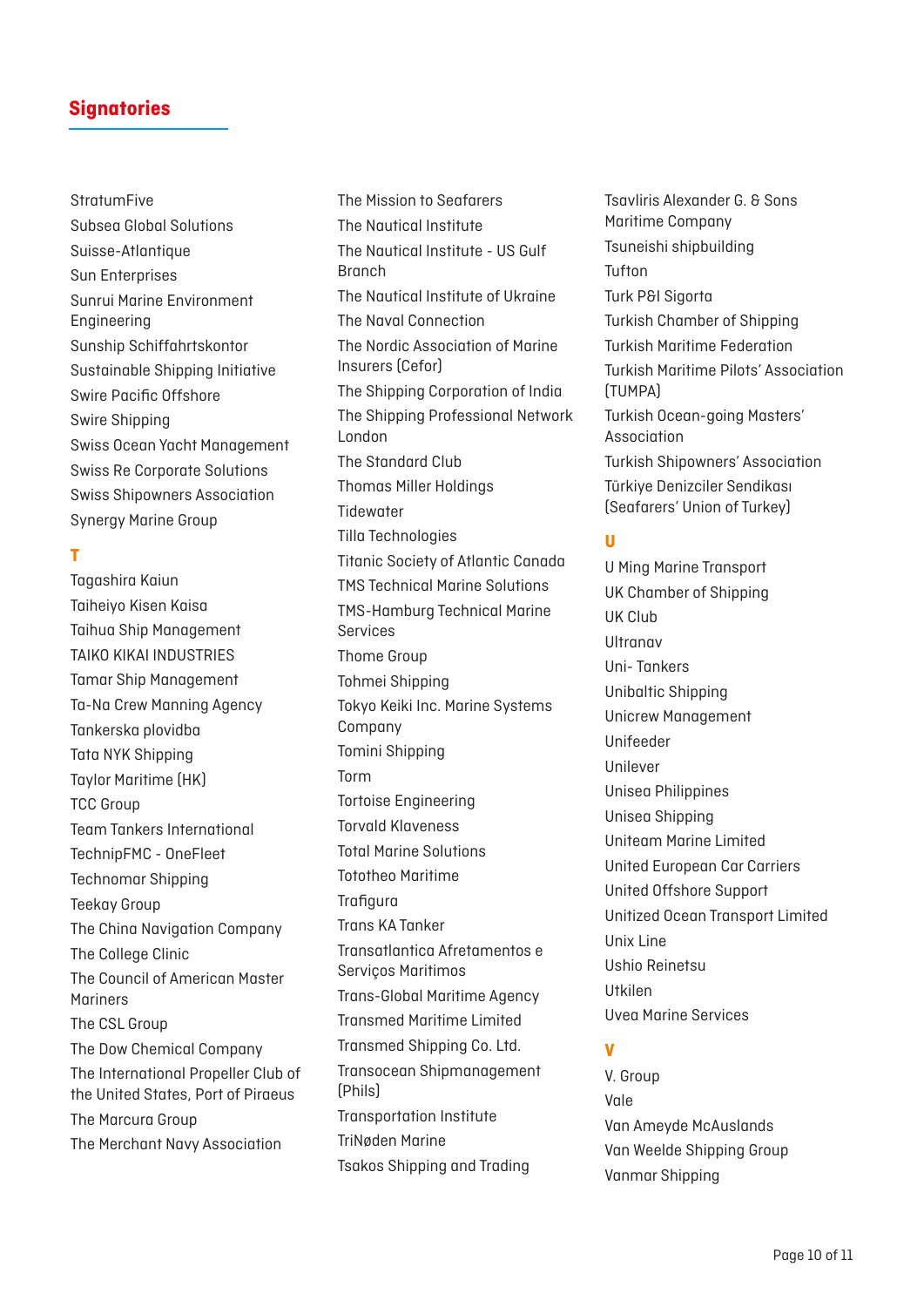## Signatories

StratumFive
Subsea Global Solutions
Suisse-Atlantique
Sun Enterprises
Sunrui Marine Environment Engineering
Sunship Schiffahrtskontor
Sustainable Shipping Initiative
Swire Pacific Offshore
Swire Shipping
Swiss Ocean Yacht Management
Swiss Re Corporate Solutions
Swiss Shipowners Association
Synergy Marine Group

### T

Tagashira Kaiun
Taiheiyo Kisen Kaisa
Taihua Ship Management
TAIKO KIKAI INDUSTRIES
Tamar Ship Management
Ta-Na Crew Manning Agency
Tankerska plovidba
Tata NYK Shipping
Taylor Maritime (HK)
TCC Group
Team Tankers International
TechnipFMC - OneFleet
Technomar Shipping
Teekay Group
The China Navigation Company
The College Clinic
The Council of American Master Mariners
The CSL Group
The Dow Chemical Company
The International Propeller Club of the United States, Port of Piraeus
The Marcura Group
The Merchant Navy Association
The Mission to Seafarers
The Nautical Institute
The Nautical Institute - US Gulf Branch
The Nautical Institute of Ukraine
The Naval Connection
The Nordic Association of Marine Insurers (Cefor)
The Shipping Corporation of India
The Shipping Professional Network London
The Standard Club
Thomas Miller Holdings
Tidewater
Tilla Technologies
Titanic Society of Atlantic Canada
TMS Technical Marine Solutions
TMS-Hamburg Technical Marine Services
Thome Group
Tohmei Shipping
Tokyo Keiki Inc. Marine Systems Company
Tomini Shipping
Torm
Tortoise Engineering
Torvald Klaveness
Total Marine Solutions
Tototheo Maritime
Trafigura
Trans KA Tanker
Transatlantica Afretamentos e Serviços Maritimos
Trans-Global Maritime Agency
Transmed Maritime Limited
Transmed Shipping Co. Ltd.
Transocean Shipmanagement (Phils)
Transportation Institute
TriNøden Marine
Tsakos Shipping and Trading
Tsavliris Alexander G. & Sons Maritime Company
Tsuneishi shipbuilding
Tufton
Turk P&I Sigorta
Turkish Chamber of Shipping
Turkish Maritime Federation
Turkish Maritime Pilots' Association (TUMPA)
Turkish Ocean-going Masters' Association
Turkish Shipowners' Association
Türkiye Denizciler Sendikası (Seafarers' Union of Turkey)

### U

U Ming Marine Transport
UK Chamber of Shipping
UK Club
Ultranav
Uni- Tankers
Unibaltic Shipping
Unicrew Management
Unifeeder
Unilever
Unisea Philippines
Unisea Shipping
Uniteam Marine Limited
United European Car Carriers
United Offshore Support
Unitized Ocean Transport Limited
Unix Line
Ushio Reinetsu
Utkilen
Uvea Marine Services

### V

V. Group
Vale
Van Ameyde McAuslands
Van Weelde Shipping Group
Vanmar Shipping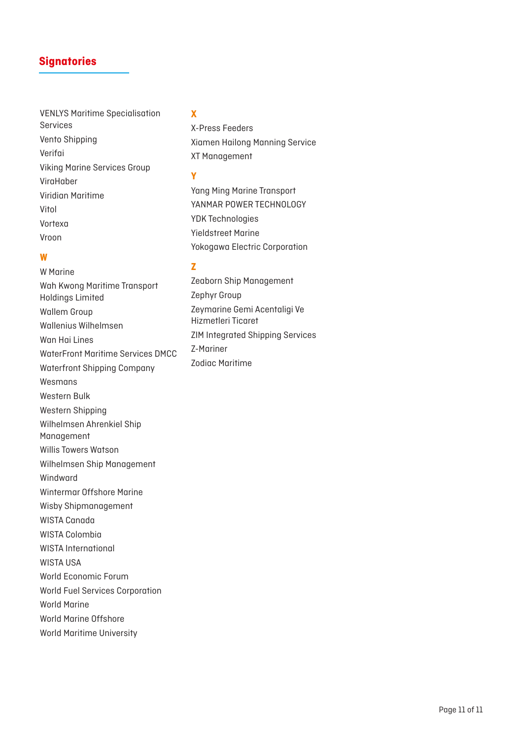## Signatories

VENLYS Maritime Specialisation Services
Vento Shipping
Verifai
Viking Marine Services Group
ViraHaber
Viridian Maritime
Vitol
Vortexa
Vroon

### W

W Marine
Wah Kwong Maritime Transport Holdings Limited
Wallem Group
Wallenius Wilhelmsen
Wan Hai Lines
WaterFront Maritime Services DMCC
Waterfront Shipping Company
Wesmans
Western Bulk
Western Shipping
Wilhelmsen Ahrenkiel Ship Management
Willis Towers Watson
Wilhelmsen Ship Management
Windward
Wintermar Offshore Marine
Wisby Shipmanagement
WISTA Canada
WISTA Colombia
WISTA International
WISTA USA
World Economic Forum
World Fuel Services Corporation
World Marine
World Marine Offshore
World Maritime University

### X

X-Press Feeders
Xiamen Hailong Manning Service
XT Management

### Y

Yang Ming Marine Transport
YANMAR POWER TECHNOLOGY
YDK Technologies
Yieldstreet Marine
Yokogawa Electric Corporation

### Z

Zeaborn Ship Management
Zephyr Group
Zeymarine Gemi Acentaligi Ve Hizmetleri Ticaret
ZIM Integrated Shipping Services
Z-Mariner
Zodiac Maritime